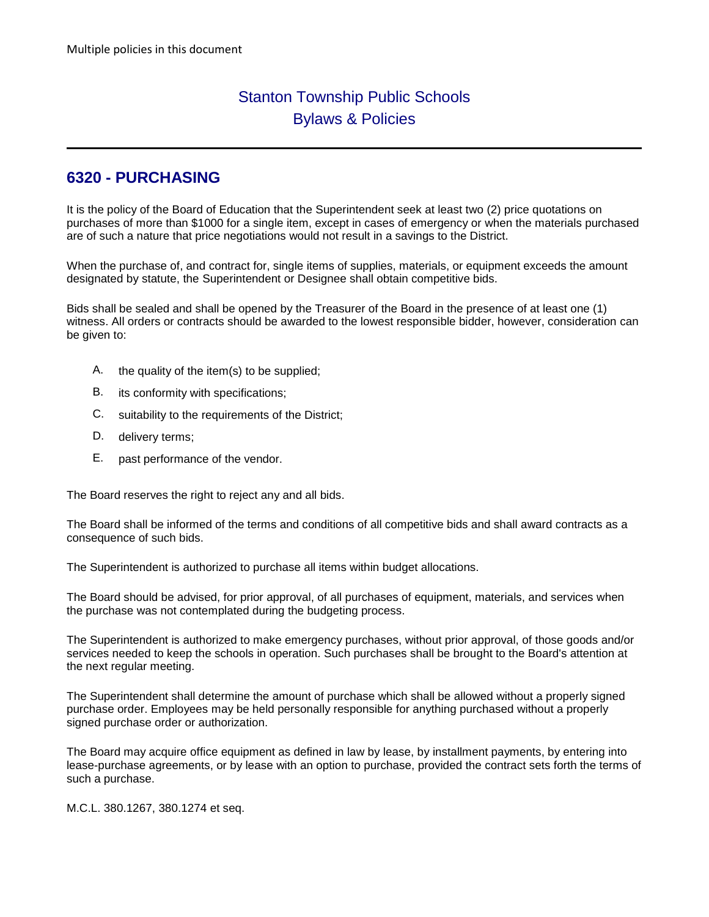Multiple policies in this document

# Stanton Township Public Schools
# Bylaws & Policies

---

## 6320 - PURCHASING

It is the policy of the Board of Education that the Superintendent seek at least two (2) price quotations on purchases of more than $1000 for a single item, except in cases of emergency or when the materials purchased are of such a nature that price negotiations would not result in a savings to the District.

When the purchase of, and contract for, single items of supplies, materials, or equipment exceeds the amount designated by statute, the Superintendent or Designee shall obtain competitive bids.

Bids shall be sealed and shall be opened by the Treasurer of the Board in the presence of at least one (1) witness. All orders or contracts should be awarded to the lowest responsible bidder, however, consideration can be given to:

A. the quality of the item(s) to be supplied;

B. its conformity with specifications;

C. suitability to the requirements of the District;

D. delivery terms;

E. past performance of the vendor.

The Board reserves the right to reject any and all bids.

The Board shall be informed of the terms and conditions of all competitive bids and shall award contracts as a consequence of such bids.

The Superintendent is authorized to purchase all items within budget allocations.

The Board should be advised, for prior approval, of all purchases of equipment, materials, and services when the purchase was not contemplated during the budgeting process.

The Superintendent is authorized to make emergency purchases, without prior approval, of those goods and/or services needed to keep the schools in operation. Such purchases shall be brought to the Board's attention at the next regular meeting.

The Superintendent shall determine the amount of purchase which shall be allowed without a properly signed purchase order. Employees may be held personally responsible for anything purchased without a properly signed purchase order or authorization.

The Board may acquire office equipment as defined in law by lease, by installment payments, by entering into lease-purchase agreements, or by lease with an option to purchase, provided the contract sets forth the terms of such a purchase.

M.C.L. 380.1267, 380.1274 et seq.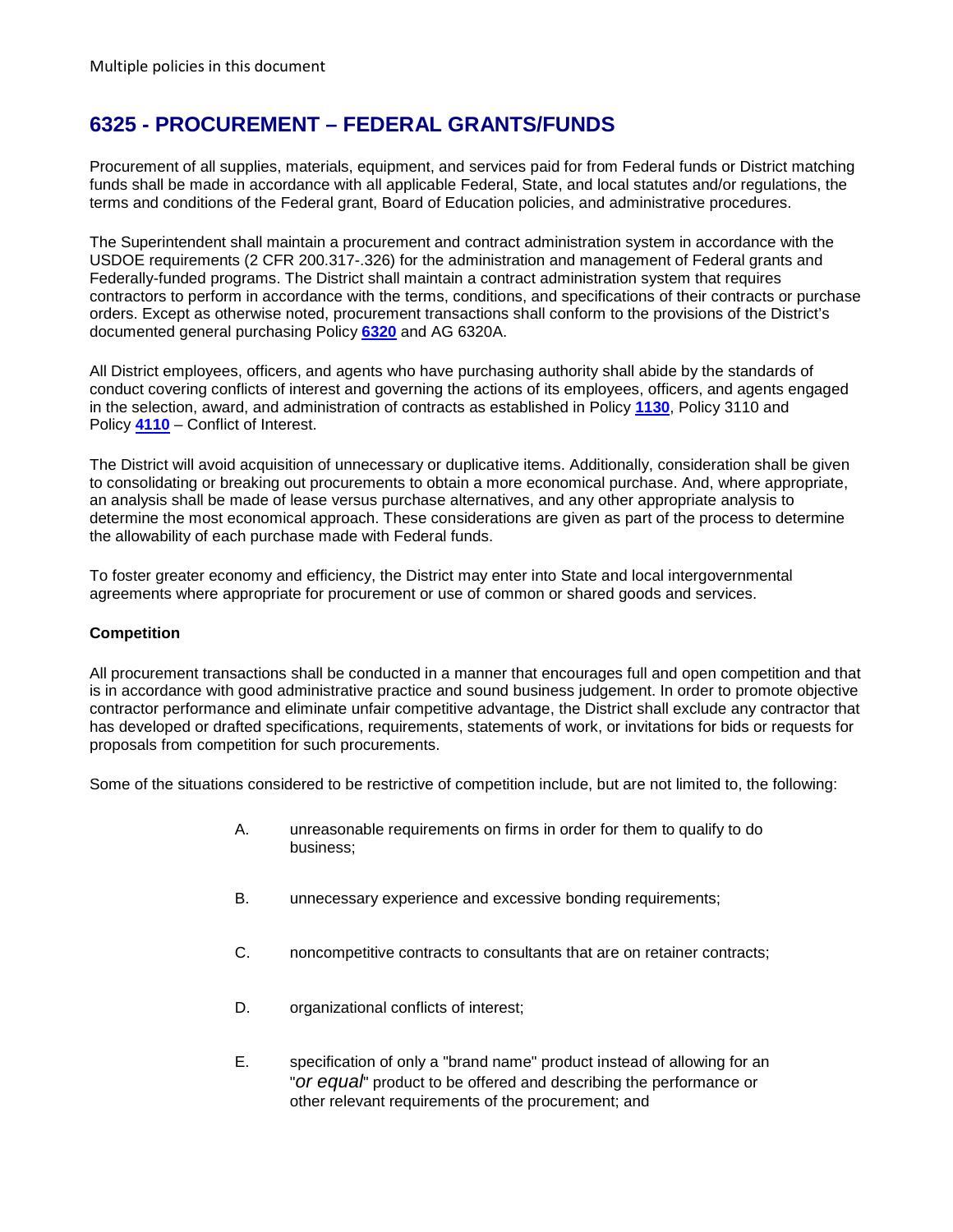Multiple policies in this document

# 6325 - PROCUREMENT – FEDERAL GRANTS/FUNDS

Procurement of all supplies, materials, equipment, and services paid for from Federal funds or District matching funds shall be made in accordance with all applicable Federal, State, and local statutes and/or regulations, the terms and conditions of the Federal grant, Board of Education policies, and administrative procedures.

The Superintendent shall maintain a procurement and contract administration system in accordance with the USDOE requirements (2 CFR 200.317-.326) for the administration and management of Federal grants and Federally-funded programs. The District shall maintain a contract administration system that requires contractors to perform in accordance with the terms, conditions, and specifications of their contracts or purchase orders. Except as otherwise noted, procurement transactions shall conform to the provisions of the District's documented general purchasing Policy **6320** and AG 6320A.

All District employees, officers, and agents who have purchasing authority shall abide by the standards of conduct covering conflicts of interest and governing the actions of its employees, officers, and agents engaged in the selection, award, and administration of contracts as established in Policy **1130**, Policy 3110 and Policy **4110** – Conflict of Interest.

The District will avoid acquisition of unnecessary or duplicative items. Additionally, consideration shall be given to consolidating or breaking out procurements to obtain a more economical purchase. And, where appropriate, an analysis shall be made of lease versus purchase alternatives, and any other appropriate analysis to determine the most economical approach. These considerations are given as part of the process to determine the allowability of each purchase made with Federal funds.

To foster greater economy and efficiency, the District may enter into State and local intergovernmental agreements where appropriate for procurement or use of common or shared goods and services.

**Competition**

All procurement transactions shall be conducted in a manner that encourages full and open competition and that is in accordance with good administrative practice and sound business judgement. In order to promote objective contractor performance and eliminate unfair competitive advantage, the District shall exclude any contractor that has developed or drafted specifications, requirements, statements of work, or invitations for bids or requests for proposals from competition for such procurements.

Some of the situations considered to be restrictive of competition include, but are not limited to, the following:

A. unreasonable requirements on firms in order for them to qualify to do business;

B. unnecessary experience and excessive bonding requirements;

C. noncompetitive contracts to consultants that are on retainer contracts;

D. organizational conflicts of interest;

E. specification of only a "brand name" product instead of allowing for an "*or equal*" product to be offered and describing the performance or other relevant requirements of the procurement; and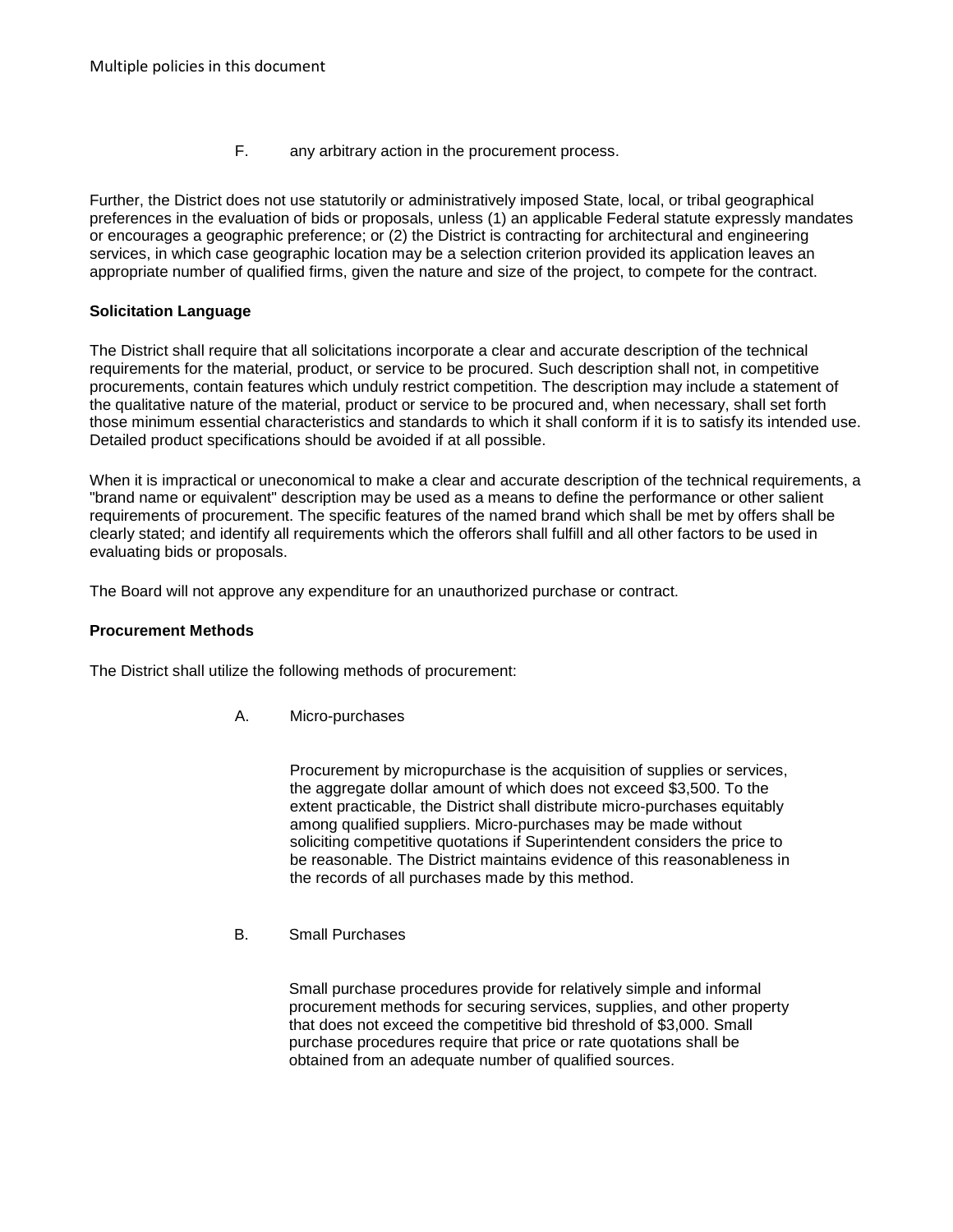F. any arbitrary action in the procurement process.

Further, the District does not use statutorily or administratively imposed State, local, or tribal geographical preferences in the evaluation of bids or proposals, unless (1) an applicable Federal statute expressly mandates or encourages a geographic preference; or (2) the District is contracting for architectural and engineering services, in which case geographic location may be a selection criterion provided its application leaves an appropriate number of qualified firms, given the nature and size of the project, to compete for the contract.

**Solicitation Language**

The District shall require that all solicitations incorporate a clear and accurate description of the technical requirements for the material, product, or service to be procured. Such description shall not, in competitive procurements, contain features which unduly restrict competition. The description may include a statement of the qualitative nature of the material, product or service to be procured and, when necessary, shall set forth those minimum essential characteristics and standards to which it shall conform if it is to satisfy its intended use. Detailed product specifications should be avoided if at all possible.

When it is impractical or uneconomical to make a clear and accurate description of the technical requirements, a "brand name or equivalent" description may be used as a means to define the performance or other salient requirements of procurement. The specific features of the named brand which shall be met by offers shall be clearly stated; and identify all requirements which the offerors shall fulfill and all other factors to be used in evaluating bids or proposals.

The Board will not approve any expenditure for an unauthorized purchase or contract.

**Procurement Methods**

The District shall utilize the following methods of procurement:

A. Micro-purchases

Procurement by micropurchase is the acquisition of supplies or services, the aggregate dollar amount of which does not exceed $3,500. To the extent practicable, the District shall distribute micro-purchases equitably among qualified suppliers. Micro-purchases may be made without soliciting competitive quotations if Superintendent considers the price to be reasonable. The District maintains evidence of this reasonableness in the records of all purchases made by this method.

B. Small Purchases

Small purchase procedures provide for relatively simple and informal procurement methods for securing services, supplies, and other property that does not exceed the competitive bid threshold of $3,000. Small purchase procedures require that price or rate quotations shall be obtained from an adequate number of qualified sources.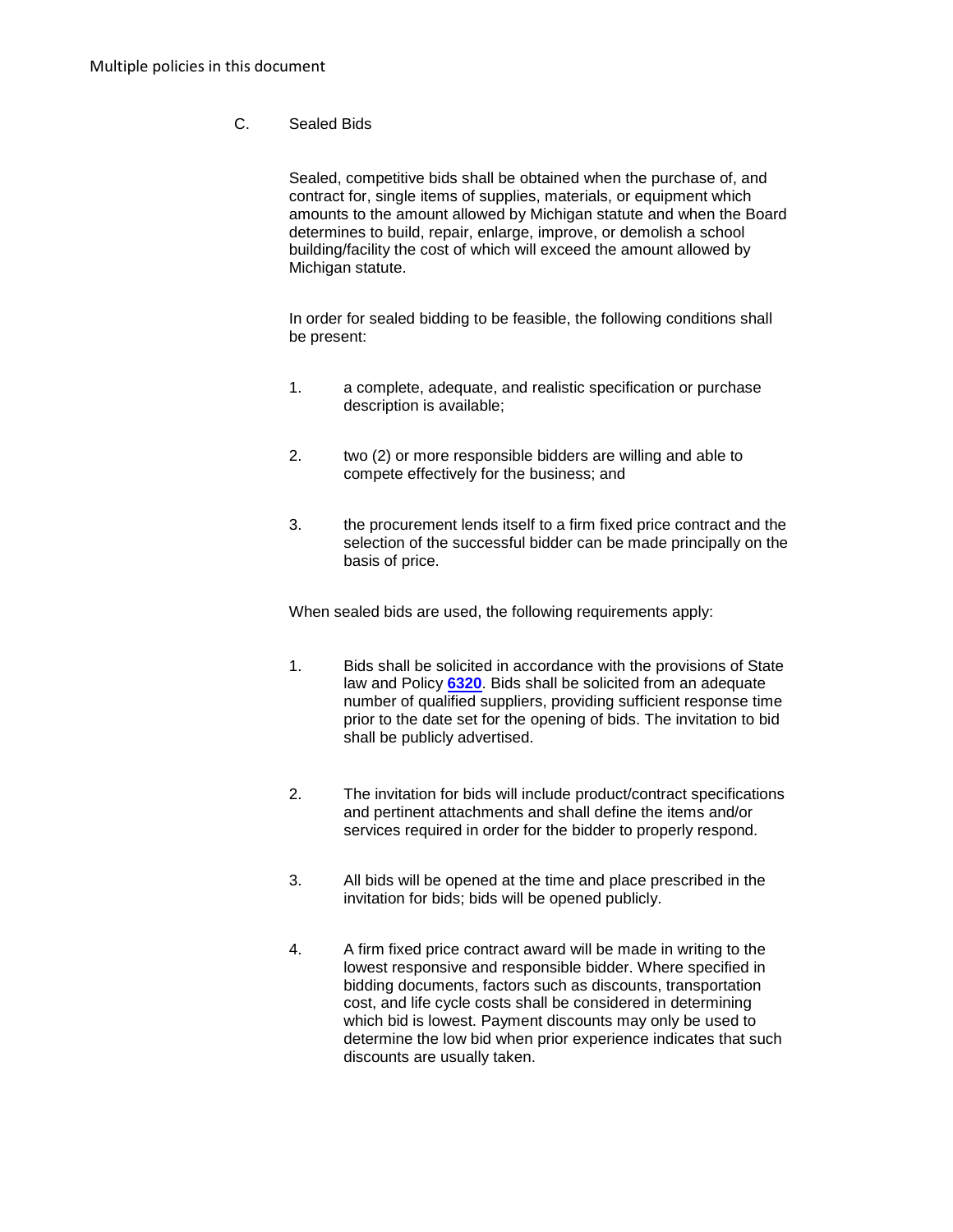C. Sealed Bids

Sealed, competitive bids shall be obtained when the purchase of, and contract for, single items of supplies, materials, or equipment which amounts to the amount allowed by Michigan statute and when the Board determines to build, repair, enlarge, improve, or demolish a school building/facility the cost of which will exceed the amount allowed by Michigan statute.

In order for sealed bidding to be feasible, the following conditions shall be present:

1. a complete, adequate, and realistic specification or purchase description is available;

2. two (2) or more responsible bidders are willing and able to compete effectively for the business; and

3. the procurement lends itself to a firm fixed price contract and the selection of the successful bidder can be made principally on the basis of price.

When sealed bids are used, the following requirements apply:

1. Bids shall be solicited in accordance with the provisions of State law and Policy **6320**. Bids shall be solicited from an adequate number of qualified suppliers, providing sufficient response time prior to the date set for the opening of bids. The invitation to bid shall be publicly advertised.

2. The invitation for bids will include product/contract specifications and pertinent attachments and shall define the items and/or services required in order for the bidder to properly respond.

3. All bids will be opened at the time and place prescribed in the invitation for bids; bids will be opened publicly.

4. A firm fixed price contract award will be made in writing to the lowest responsive and responsible bidder. Where specified in bidding documents, factors such as discounts, transportation cost, and life cycle costs shall be considered in determining which bid is lowest. Payment discounts may only be used to determine the low bid when prior experience indicates that such discounts are usually taken.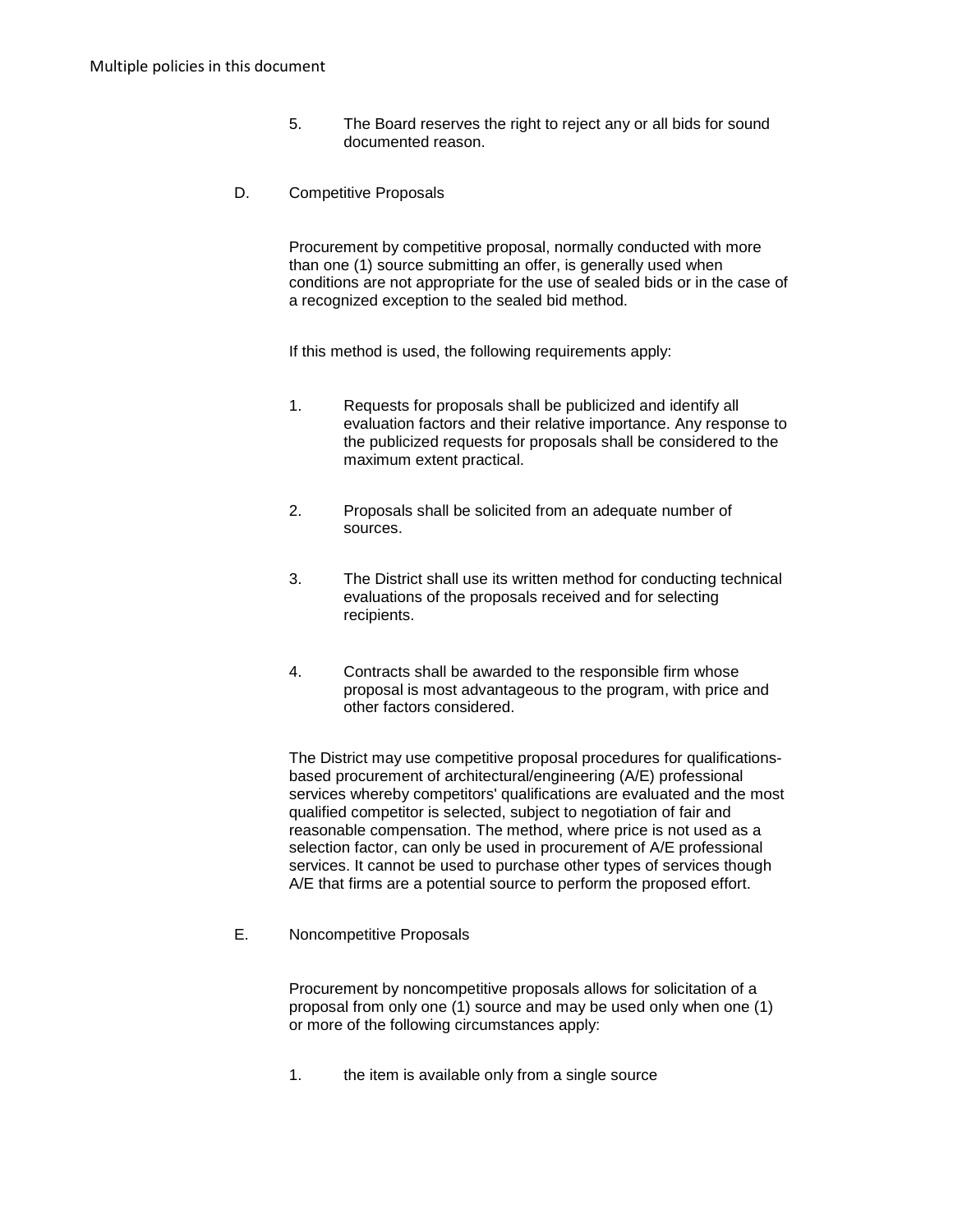5. The Board reserves the right to reject any or all bids for sound documented reason.

D. Competitive Proposals

Procurement by competitive proposal, normally conducted with more than one (1) source submitting an offer, is generally used when conditions are not appropriate for the use of sealed bids or in the case of a recognized exception to the sealed bid method.

If this method is used, the following requirements apply:

1. Requests for proposals shall be publicized and identify all evaluation factors and their relative importance. Any response to the publicized requests for proposals shall be considered to the maximum extent practical.

2. Proposals shall be solicited from an adequate number of sources.

3. The District shall use its written method for conducting technical evaluations of the proposals received and for selecting recipients.

4. Contracts shall be awarded to the responsible firm whose proposal is most advantageous to the program, with price and other factors considered.

The District may use competitive proposal procedures for qualifications-based procurement of architectural/engineering (A/E) professional services whereby competitors' qualifications are evaluated and the most qualified competitor is selected, subject to negotiation of fair and reasonable compensation. The method, where price is not used as a selection factor, can only be used in procurement of A/E professional services. It cannot be used to purchase other types of services though A/E that firms are a potential source to perform the proposed effort.

E. Noncompetitive Proposals

Procurement by noncompetitive proposals allows for solicitation of a proposal from only one (1) source and may be used only when one (1) or more of the following circumstances apply:

1. the item is available only from a single source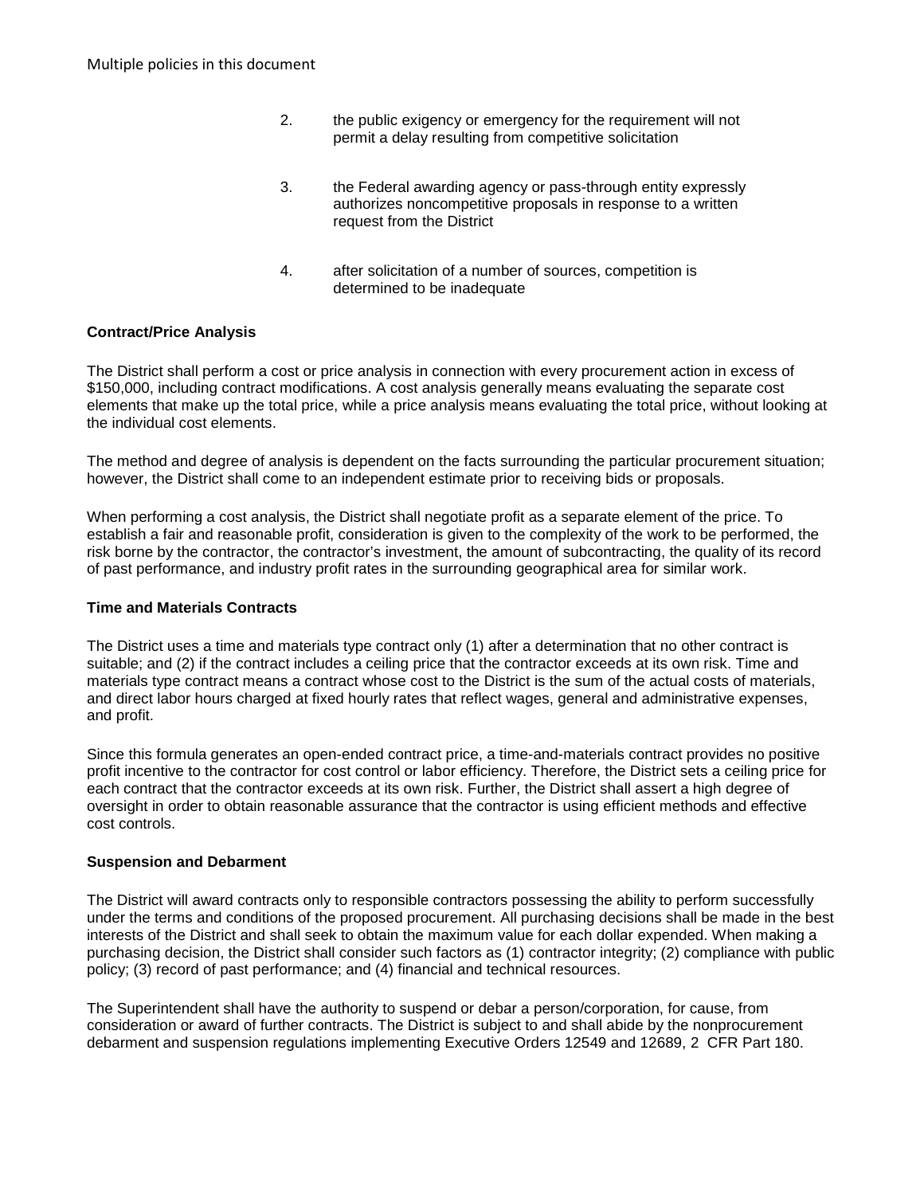2. the public exigency or emergency for the requirement will not permit a delay resulting from competitive solicitation

3. the Federal awarding agency or pass-through entity expressly authorizes noncompetitive proposals in response to a written request from the District

4. after solicitation of a number of sources, competition is determined to be inadequate

**Contract/Price Analysis**

The District shall perform a cost or price analysis in connection with every procurement action in excess of $150,000, including contract modifications. A cost analysis generally means evaluating the separate cost elements that make up the total price, while a price analysis means evaluating the total price, without looking at the individual cost elements.

The method and degree of analysis is dependent on the facts surrounding the particular procurement situation; however, the District shall come to an independent estimate prior to receiving bids or proposals.

When performing a cost analysis, the District shall negotiate profit as a separate element of the price. To establish a fair and reasonable profit, consideration is given to the complexity of the work to be performed, the risk borne by the contractor, the contractor's investment, the amount of subcontracting, the quality of its record of past performance, and industry profit rates in the surrounding geographical area for similar work.

**Time and Materials Contracts**

The District uses a time and materials type contract only (1) after a determination that no other contract is suitable; and (2) if the contract includes a ceiling price that the contractor exceeds at its own risk. Time and materials type contract means a contract whose cost to the District is the sum of the actual costs of materials, and direct labor hours charged at fixed hourly rates that reflect wages, general and administrative expenses, and profit.

Since this formula generates an open-ended contract price, a time-and-materials contract provides no positive profit incentive to the contractor for cost control or labor efficiency. Therefore, the District sets a ceiling price for each contract that the contractor exceeds at its own risk. Further, the District shall assert a high degree of oversight in order to obtain reasonable assurance that the contractor is using efficient methods and effective cost controls.

**Suspension and Debarment**

The District will award contracts only to responsible contractors possessing the ability to perform successfully under the terms and conditions of the proposed procurement. All purchasing decisions shall be made in the best interests of the District and shall seek to obtain the maximum value for each dollar expended. When making a purchasing decision, the District shall consider such factors as (1) contractor integrity; (2) compliance with public policy; (3) record of past performance; and (4) financial and technical resources.

The Superintendent shall have the authority to suspend or debar a person/corporation, for cause, from consideration or award of further contracts. The District is subject to and shall abide by the nonprocurement debarment and suspension regulations implementing Executive Orders 12549 and 12689, 2 CFR Part 180.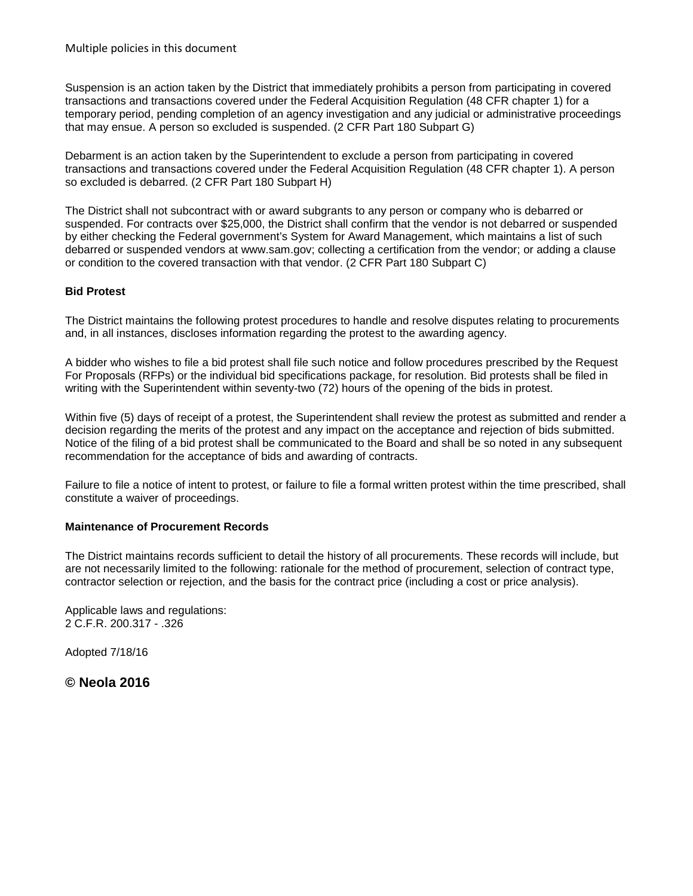Suspension is an action taken by the District that immediately prohibits a person from participating in covered transactions and transactions covered under the Federal Acquisition Regulation (48 CFR chapter 1) for a temporary period, pending completion of an agency investigation and any judicial or administrative proceedings that may ensue. A person so excluded is suspended. (2 CFR Part 180 Subpart G)

Debarment is an action taken by the Superintendent to exclude a person from participating in covered transactions and transactions covered under the Federal Acquisition Regulation (48 CFR chapter 1). A person so excluded is debarred. (2 CFR Part 180 Subpart H)

The District shall not subcontract with or award subgrants to any person or company who is debarred or suspended. For contracts over $25,000, the District shall confirm that the vendor is not debarred or suspended by either checking the Federal government's System for Award Management, which maintains a list of such debarred or suspended vendors at www.sam.gov; collecting a certification from the vendor; or adding a clause or condition to the covered transaction with that vendor. (2 CFR Part 180 Subpart C)

**Bid Protest**

The District maintains the following protest procedures to handle and resolve disputes relating to procurements and, in all instances, discloses information regarding the protest to the awarding agency.

A bidder who wishes to file a bid protest shall file such notice and follow procedures prescribed by the Request For Proposals (RFPs) or the individual bid specifications package, for resolution. Bid protests shall be filed in writing with the Superintendent within seventy-two (72) hours of the opening of the bids in protest.

Within five (5) days of receipt of a protest, the Superintendent shall review the protest as submitted and render a decision regarding the merits of the protest and any impact on the acceptance and rejection of bids submitted. Notice of the filing of a bid protest shall be communicated to the Board and shall be so noted in any subsequent recommendation for the acceptance of bids and awarding of contracts.

Failure to file a notice of intent to protest, or failure to file a formal written protest within the time prescribed, shall constitute a waiver of proceedings.

**Maintenance of Procurement Records**

The District maintains records sufficient to detail the history of all procurements. These records will include, but are not necessarily limited to the following: rationale for the method of procurement, selection of contract type, contractor selection or rejection, and the basis for the contract price (including a cost or price analysis).

Applicable laws and regulations:
2 C.F.R. 200.317 - .326

Adopted 7/18/16

**© Neola 2016**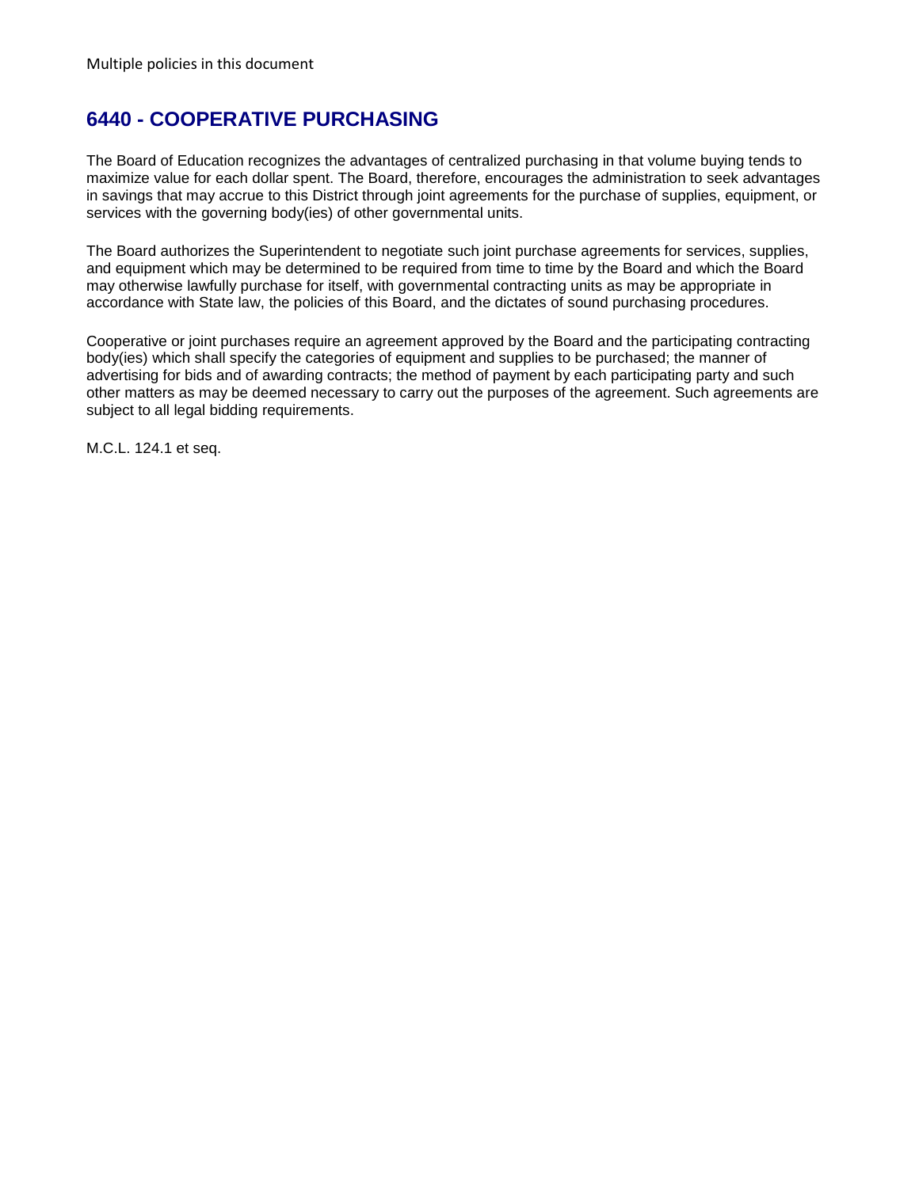Multiple policies in this document

## 6440 - COOPERATIVE PURCHASING

The Board of Education recognizes the advantages of centralized purchasing in that volume buying tends to maximize value for each dollar spent. The Board, therefore, encourages the administration to seek advantages in savings that may accrue to this District through joint agreements for the purchase of supplies, equipment, or services with the governing body(ies) of other governmental units.

The Board authorizes the Superintendent to negotiate such joint purchase agreements for services, supplies, and equipment which may be determined to be required from time to time by the Board and which the Board may otherwise lawfully purchase for itself, with governmental contracting units as may be appropriate in accordance with State law, the policies of this Board, and the dictates of sound purchasing procedures.

Cooperative or joint purchases require an agreement approved by the Board and the participating contracting body(ies) which shall specify the categories of equipment and supplies to be purchased; the manner of advertising for bids and of awarding contracts; the method of payment by each participating party and such other matters as may be deemed necessary to carry out the purposes of the agreement. Such agreements are subject to all legal bidding requirements.

M.C.L. 124.1 et seq.